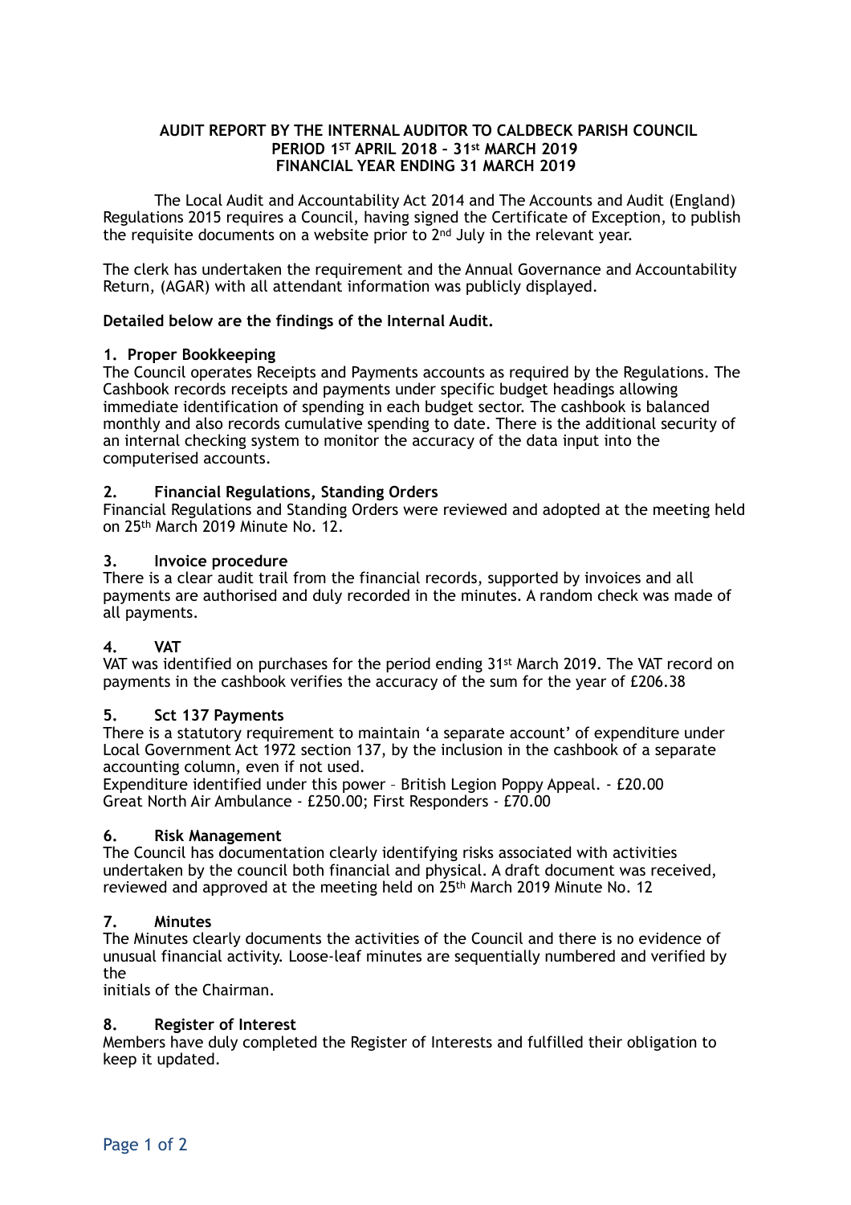**AUDIT REPORT BY THE INTERNAL AUDITOR TO CALDBECK PARISH COUNCIL**
**PERIOD 1ST APRIL 2018 – 31st MARCH 2019**
**FINANCIAL YEAR ENDING 31 MARCH 2019**

The Local Audit and Accountability Act 2014 and The Accounts and Audit (England) Regulations 2015 requires a Council, having signed the Certificate of Exception, to publish the requisite documents on a website prior to 2nd July in the relevant year.

The clerk has undertaken the requirement and the Annual Governance and Accountability Return, (AGAR) with all attendant information was publicly displayed.

**Detailed below are the findings of the Internal Audit.**

**1. Proper Bookkeeping**

The Council operates Receipts and Payments accounts as required by the Regulations. The Cashbook records receipts and payments under specific budget headings allowing immediate identification of spending in each budget sector. The cashbook is balanced monthly and also records cumulative spending to date. There is the additional security of an internal checking system to monitor the accuracy of the data input into the computerised accounts.

**2. Financial Regulations, Standing Orders**

Financial Regulations and Standing Orders were reviewed and adopted at the meeting held on 25th March 2019 Minute No. 12.

**3. Invoice procedure**

There is a clear audit trail from the financial records, supported by invoices and all payments are authorised and duly recorded in the minutes. A random check was made of all payments.

**4. VAT**

VAT was identified on purchases for the period ending 31st March 2019. The VAT record on payments in the cashbook verifies the accuracy of the sum for the year of £206.38

**5. Sct 137 Payments**

There is a statutory requirement to maintain 'a separate account' of expenditure under Local Government Act 1972 section 137, by the inclusion in the cashbook of a separate accounting column, even if not used.
Expenditure identified under this power – British Legion Poppy Appeal. - £20.00
Great North Air Ambulance - £250.00; First Responders - £70.00

**6. Risk Management**

The Council has documentation clearly identifying risks associated with activities undertaken by the council both financial and physical. A draft document was received, reviewed and approved at the meeting held on 25th March 2019 Minute No. 12

**7. Minutes**

The Minutes clearly documents the activities of the Council and there is no evidence of unusual financial activity. Loose-leaf minutes are sequentially numbered and verified by the
initials of the Chairman.

**8. Register of Interest**

Members have duly completed the Register of Interests and fulfilled their obligation to keep it updated.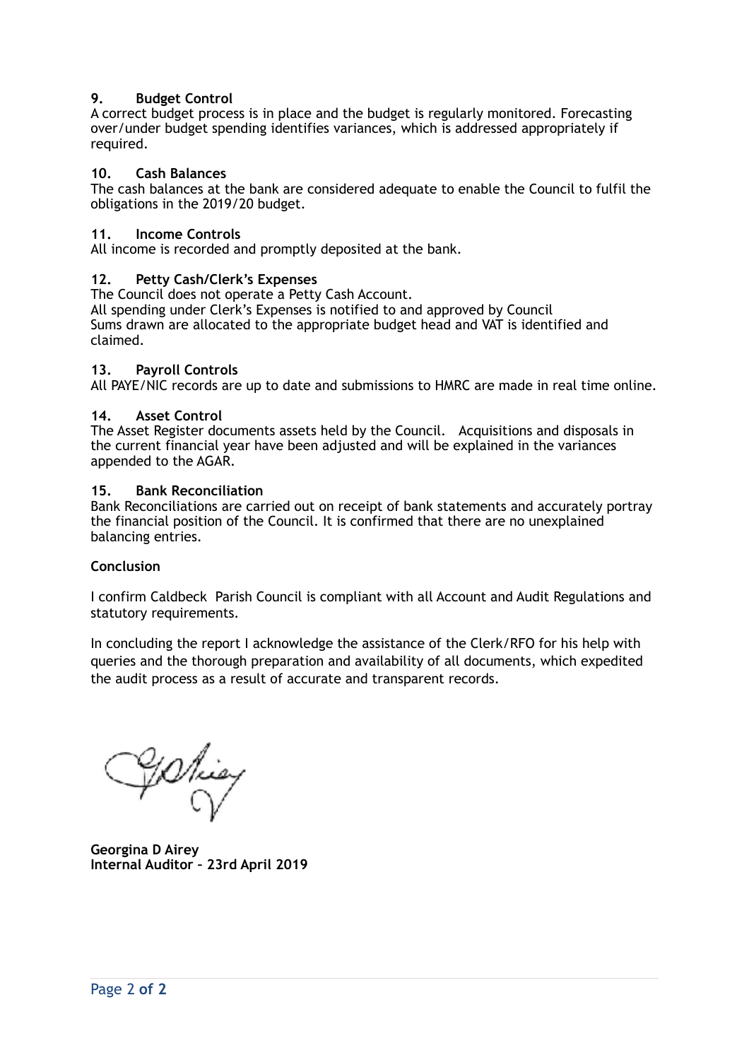### 9. Budget Control

A correct budget process is in place and the budget is regularly monitored. Forecasting over/under budget spending identifies variances, which is addressed appropriately if required.

### 10. Cash Balances

The cash balances at the bank are considered adequate to enable the Council to fulfil the obligations in the 2019/20 budget.

### 11. Income Controls

All income is recorded and promptly deposited at the bank.

### 12. Petty Cash/Clerk's Expenses

The Council does not operate a Petty Cash Account.
All spending under Clerk's Expenses is notified to and approved by Council
Sums drawn are allocated to the appropriate budget head and VAT is identified and claimed.

### 13. Payroll Controls

All PAYE/NIC records are up to date and submissions to HMRC are made in real time online.

### 14. Asset Control

The Asset Register documents assets held by the Council. Acquisitions and disposals in the current financial year have been adjusted and will be explained in the variances appended to the AGAR.

### 15. Bank Reconciliation

Bank Reconciliations are carried out on receipt of bank statements and accurately portray the financial position of the Council. It is confirmed that there are no unexplained balancing entries.

### Conclusion

I confirm Caldbeck Parish Council is compliant with all Account and Audit Regulations and statutory requirements.

In concluding the report I acknowledge the assistance of the Clerk/RFO for his help with queries and the thorough preparation and availability of all documents, which expedited the audit process as a result of accurate and transparent records.

**Georgina D Airey**
**Internal Auditor – 23rd April 2019**